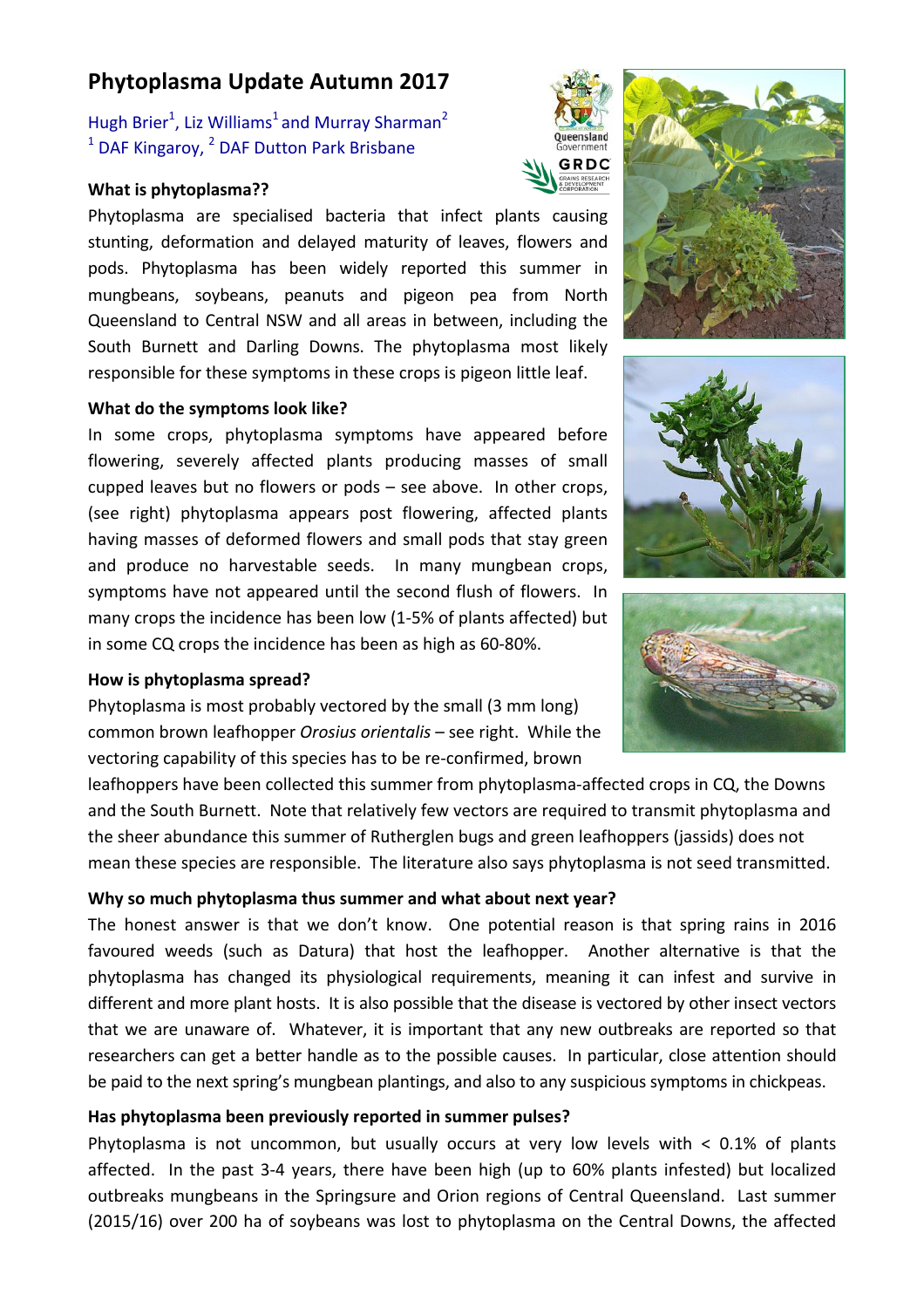# Phytoplasma Update Autumn 2017

Hugh Brier[1], Liz Williams[1] and Murray Sharman[2]

[1] DAF Kingaroy, [2] DAF Dutton Park Brisbane

### What is phytoplasma??

Phytoplasma are specialised bacteria that infect plants causing stunting, deformation and delayed maturity of leaves, flowers and pods. Phytoplasma has been widely reported this summer in mungbeans, soybeans, peanuts and pigeon pea from North Queensland to Central NSW and all areas in between, including the South Burnett and Darling Downs. The phytoplasma most likely responsible for these symptoms in these crops is pigeon little leaf.

### What do the symptoms look like?

In some crops, phytoplasma symptoms have appeared before flowering, severely affected plants producing masses of small cupped leaves but no flowers or pods – see above. In other crops, (see right) phytoplasma appears post flowering, affected plants having masses of deformed flowers and small pods that stay green and produce no harvestable seeds. In many mungbean crops, symptoms have not appeared until the second flush of flowers. In many crops the incidence has been low (1-5% of plants affected) but in some CQ crops the incidence has been as high as 60-80%.

### How is phytoplasma spread?

Phytoplasma is most probably vectored by the small (3 mm long) common brown leafhopper *Orosius orientalis* – see right. While the vectoring capability of this species has to be re-confirmed, brown leafhoppers have been collected this summer from phytoplasma-affected crops in CQ, the Downs and the South Burnett. Note that relatively few vectors are required to transmit phytoplasma and the sheer abundance this summer of Rutherglen bugs and green leafhoppers (jassids) does not mean these species are responsible. The literature also says phytoplasma is not seed transmitted.

### Why so much phytoplasma thus summer and what about next year?

The honest answer is that we don't know. One potential reason is that spring rains in 2016 favoured weeds (such as Datura) that host the leafhopper. Another alternative is that the phytoplasma has changed its physiological requirements, meaning it can infest and survive in different and more plant hosts. It is also possible that the disease is vectored by other insect vectors that we are unaware of. Whatever, it is important that any new outbreaks are reported so that researchers can get a better handle as to the possible causes. In particular, close attention should be paid to the next spring's mungbean plantings, and also to any suspicious symptoms in chickpeas.

### Has phytoplasma been previously reported in summer pulses?

Phytoplasma is not uncommon, but usually occurs at very low levels with < 0.1% of plants affected. In the past 3-4 years, there have been high (up to 60% plants infested) but localized outbreaks mungbeans in the Springsure and Orion regions of Central Queensland. Last summer (2015/16) over 200 ha of soybeans was lost to phytoplasma on the Central Downs, the affected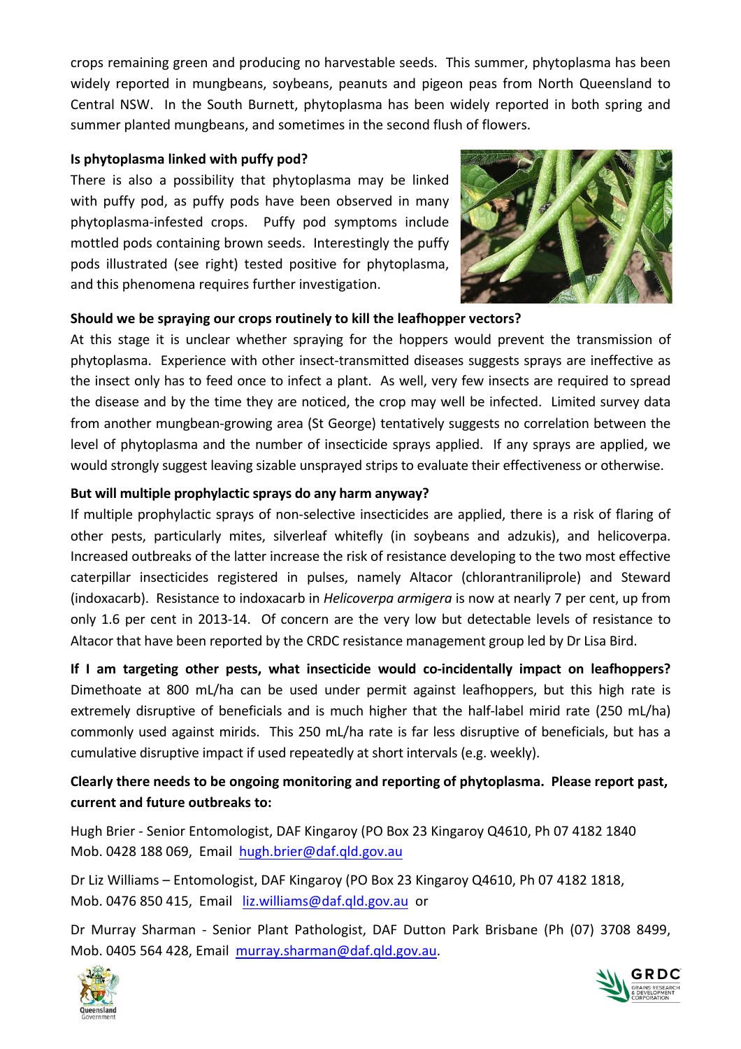crops remaining green and producing no harvestable seeds. This summer, phytoplasma has been widely reported in mungbeans, soybeans, peanuts and pigeon peas from North Queensland to Central NSW. In the South Burnett, phytoplasma has been widely reported in both spring and summer planted mungbeans, and sometimes in the second flush of flowers.

**Is phytoplasma linked with puffy pod?**

There is also a possibility that phytoplasma may be linked with puffy pod, as puffy pods have been observed in many phytoplasma-infested crops. Puffy pod symptoms include mottled pods containing brown seeds. Interestingly the puffy pods illustrated (see right) tested positive for phytoplasma, and this phenomena requires further investigation.

**Should we be spraying our crops routinely to kill the leafhopper vectors?**

At this stage it is unclear whether spraying for the hoppers would prevent the transmission of phytoplasma. Experience with other insect-transmitted diseases suggests sprays are ineffective as the insect only has to feed once to infect a plant. As well, very few insects are required to spread the disease and by the time they are noticed, the crop may well be infected. Limited survey data from another mungbean-growing area (St George) tentatively suggests no correlation between the level of phytoplasma and the number of insecticide sprays applied. If any sprays are applied, we would strongly suggest leaving sizable unsprayed strips to evaluate their effectiveness or otherwise.

**But will multiple prophylactic sprays do any harm anyway?**

If multiple prophylactic sprays of non-selective insecticides are applied, there is a risk of flaring of other pests, particularly mites, silverleaf whitefly (in soybeans and adzukis), and helicoverpa. Increased outbreaks of the latter increase the risk of resistance developing to the two most effective caterpillar insecticides registered in pulses, namely Altacor (chlorantraniliprole) and Steward (indoxacarb). Resistance to indoxacarb in *Helicoverpa armigera* is now at nearly 7 per cent, up from only 1.6 per cent in 2013-14. Of concern are the very low but detectable levels of resistance to Altacor that have been reported by the CRDC resistance management group led by Dr Lisa Bird.

**If I am targeting other pests, what insecticide would co-incidentally impact on leafhoppers?** Dimethoate at 800 mL/ha can be used under permit against leafhoppers, but this high rate is extremely disruptive of beneficials and is much higher that the half-label mirid rate (250 mL/ha) commonly used against mirids. This 250 mL/ha rate is far less disruptive of beneficials, but has a cumulative disruptive impact if used repeatedly at short intervals (e.g. weekly).

**Clearly there needs to be ongoing monitoring and reporting of phytoplasma. Please report past, current and future outbreaks to:**

Hugh Brier - Senior Entomologist, DAF Kingaroy (PO Box 23 Kingaroy Q4610, Ph 07 4182 1840 Mob. 0428 188 069, Email hugh.brier@daf.qld.gov.au

Dr Liz Williams – Entomologist, DAF Kingaroy (PO Box 23 Kingaroy Q4610, Ph 07 4182 1818, Mob. 0476 850 415, Email liz.williams@daf.qld.gov.au or

Dr Murray Sharman - Senior Plant Pathologist, DAF Dutton Park Brisbane (Ph (07) 3708 8499, Mob. 0405 564 428, Email murray.sharman@daf.qld.gov.au.